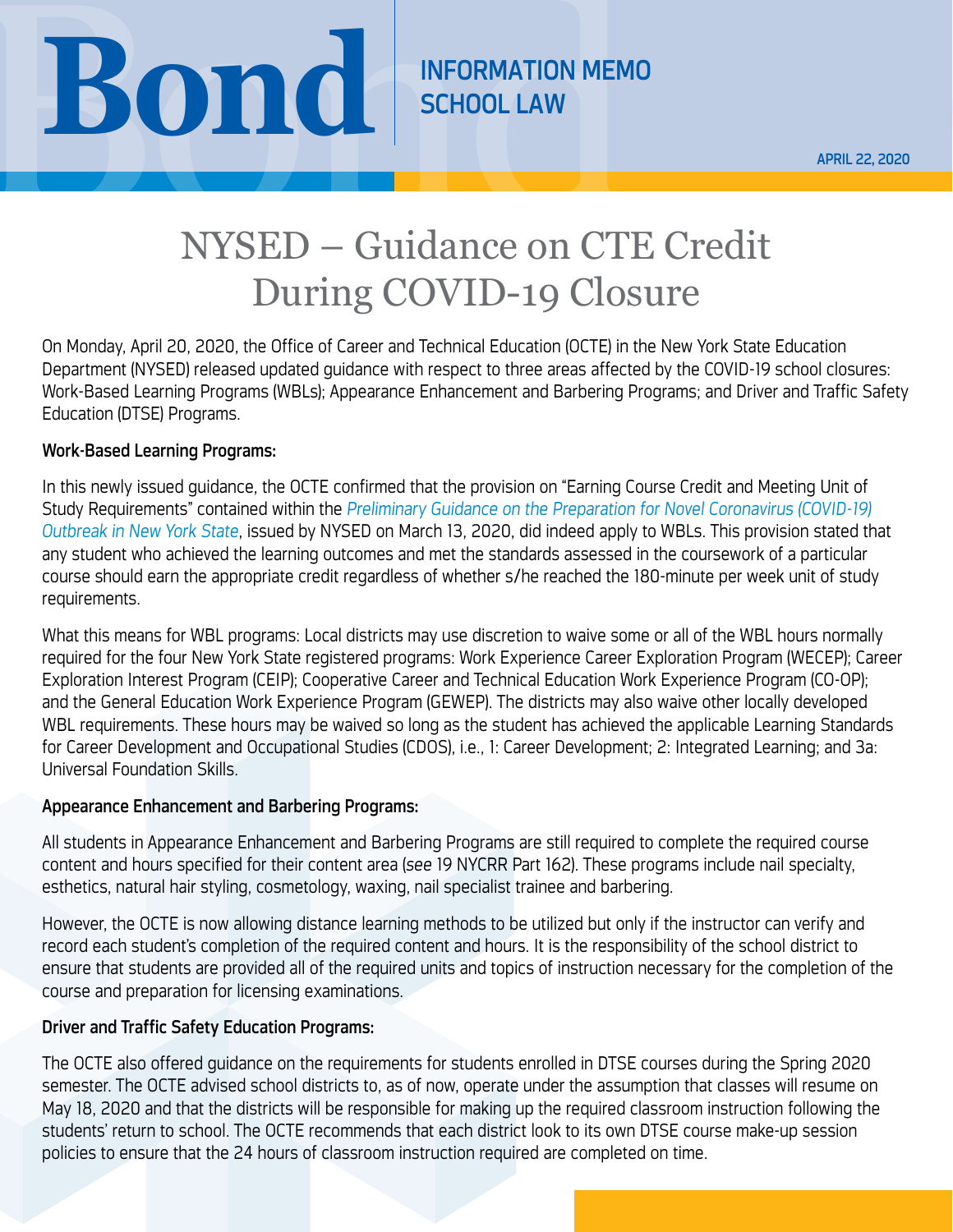Bond

INFORMATION MEMO
SCHOOL LAW

APRIL 22, 2020

# NYSED – Guidance on CTE Credit During COVID-19 Closure

On Monday, April 20, 2020, the Office of Career and Technical Education (OCTE) in the New York State Education Department (NYSED) released updated guidance with respect to three areas affected by the COVID-19 school closures: Work-Based Learning Programs (WBLs); Appearance Enhancement and Barbering Programs; and Driver and Traffic Safety Education (DTSE) Programs.

**Work-Based Learning Programs:**

In this newly issued guidance, the OCTE confirmed that the provision on "Earning Course Credit and Meeting Unit of Study Requirements" contained within the *Preliminary Guidance on the Preparation for Novel Coronavirus (COVID-19) Outbreak in New York State*, issued by NYSED on March 13, 2020, did indeed apply to WBLs. This provision stated that any student who achieved the learning outcomes and met the standards assessed in the coursework of a particular course should earn the appropriate credit regardless of whether s/he reached the 180-minute per week unit of study requirements.

What this means for WBL programs: Local districts may use discretion to waive some or all of the WBL hours normally required for the four New York State registered programs: Work Experience Career Exploration Program (WECEP); Career Exploration Interest Program (CEIP); Cooperative Career and Technical Education Work Experience Program (CO-OP); and the General Education Work Experience Program (GEWEP). The districts may also waive other locally developed WBL requirements. These hours may be waived so long as the student has achieved the applicable Learning Standards for Career Development and Occupational Studies (CDOS), i.e., 1: Career Development; 2: Integrated Learning; and 3a: Universal Foundation Skills.

**Appearance Enhancement and Barbering Programs:**

All students in Appearance Enhancement and Barbering Programs are still required to complete the required course content and hours specified for their content area (*see* 19 NYCRR Part 162). These programs include nail specialty, esthetics, natural hair styling, cosmetology, waxing, nail specialist trainee and barbering.

However, the OCTE is now allowing distance learning methods to be utilized but only if the instructor can verify and record each student's completion of the required content and hours. It is the responsibility of the school district to ensure that students are provided all of the required units and topics of instruction necessary for the completion of the course and preparation for licensing examinations.

**Driver and Traffic Safety Education Programs:**

The OCTE also offered guidance on the requirements for students enrolled in DTSE courses during the Spring 2020 semester. The OCTE advised school districts to, as of now, operate under the assumption that classes will resume on May 18, 2020 and that the districts will be responsible for making up the required classroom instruction following the students' return to school. The OCTE recommends that each district look to its own DTSE course make-up session policies to ensure that the 24 hours of classroom instruction required are completed on time.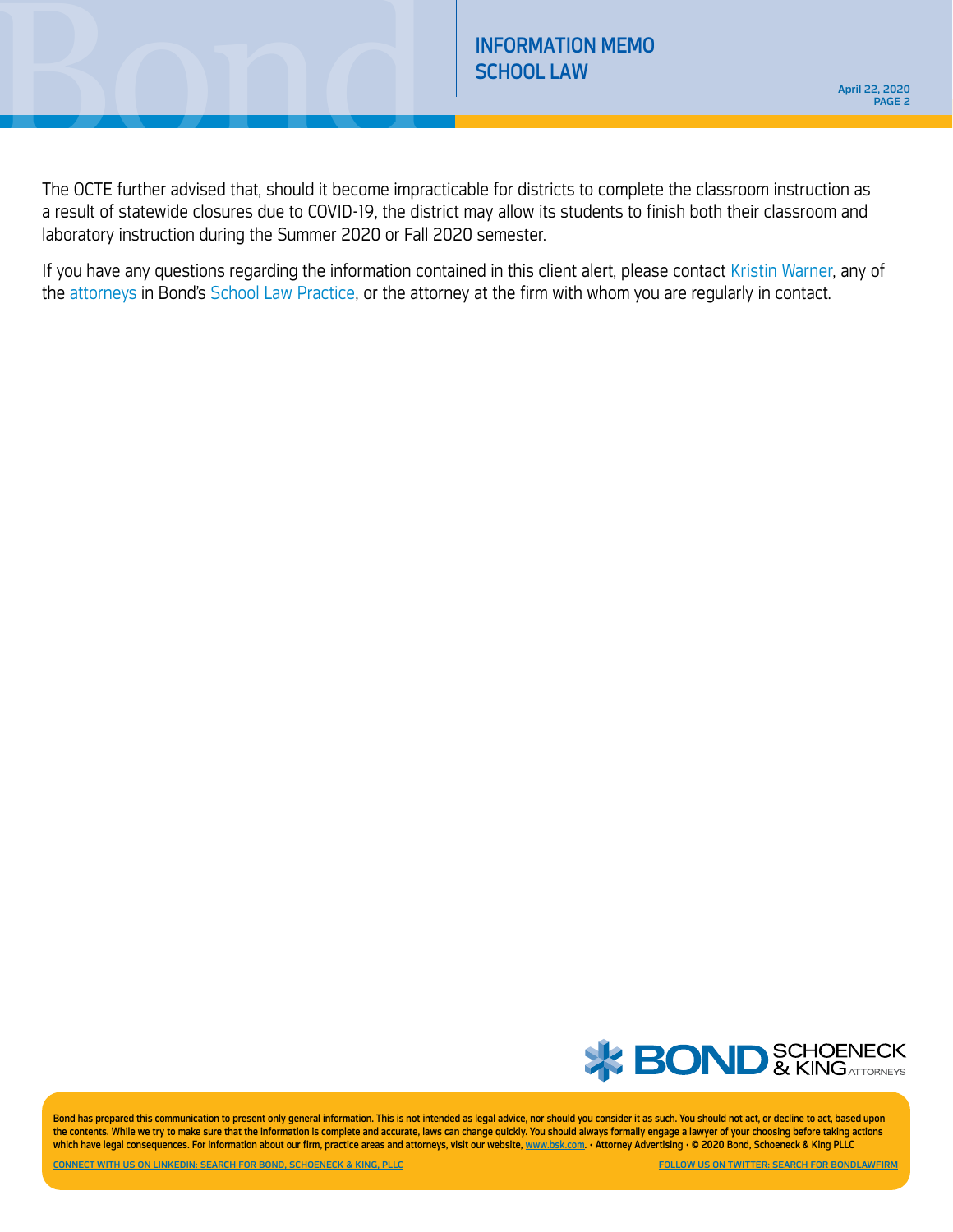The OCTE further advised that, should it become impracticable for districts to complete the classroom instruction as a result of statewide closures due to COVID-19, the district may allow its students to finish both their classroom and laboratory instruction during the Summer 2020 or Fall 2020 semester.

If you have any questions regarding the information contained in this client alert, please contact Kristin Warner, any of the attorneys in Bond's School Law Practice, or the attorney at the firm with whom you are regularly in contact.

Bond has prepared this communication to present only general information. This is not intended as legal advice, nor should you consider it as such. You should not act, or decline to act, based upon the contents. While we try to make sure that the information is complete and accurate, laws can change quickly. You should always formally engage a lawyer of your choosing before taking actions which have legal consequences. For information about our firm, practice areas and attorneys, visit our website, www.bsk.com. • Attorney Advertising • © 2020 Bond, Schoeneck & King PLLC

CONNECT WITH US ON LINKEDIN: SEARCH FOR BOND, SCHOENECK & KING, PLLC

FOLLOW US ON TWITTER: SEARCH FOR BONDLAWFIRM